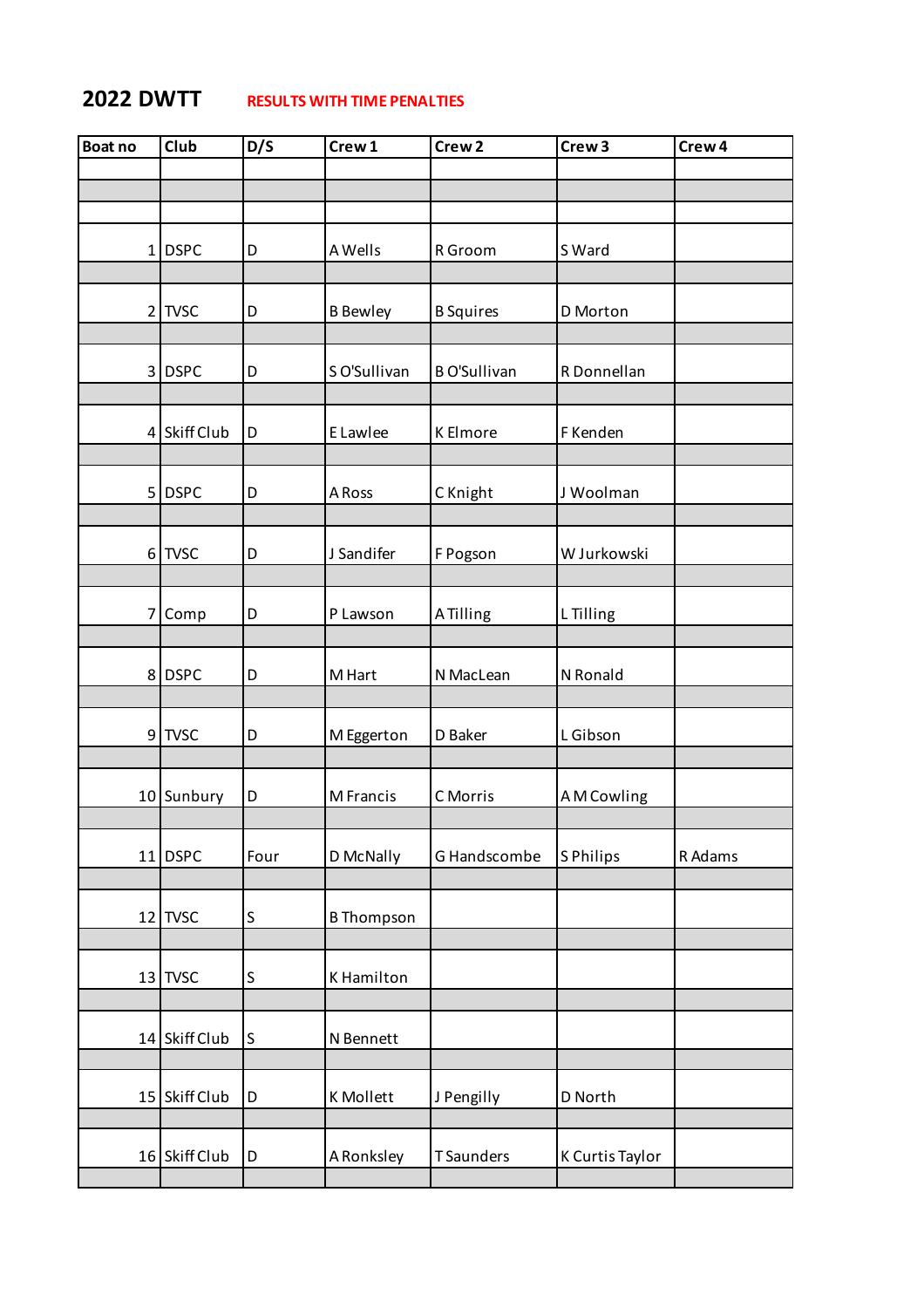# 2022 DWTT

**RESULTS WITH TIME PENALTIES**

| Boat no | Club | D/S | Crew 1 | Crew 2 | Crew 3 | Crew 4 |
|---|---|---|---|---|---|---|
| 1 | DSPC | D | A Wells | R Groom | S Ward | |
| 2 | TVSC | D | B Bewley | B Squires | D Morton | |
| 3 | DSPC | D | S O'Sullivan | B O'Sullivan | R Donnellan | |
| 4 | Skiff Club | D | E Lawlee | K Elmore | F Kenden | |
| 5 | DSPC | D | A Ross | C Knight | J Woolman | |
| 6 | TVSC | D | J Sandifer | F Pogson | W Jurkowski | |
| 7 | Comp | D | P Lawson | A Tilling | L Tilling | |
| 8 | DSPC | D | M Hart | N MacLean | N Ronald | |
| 9 | TVSC | D | M Eggerton | D Baker | L Gibson | |
| 10 | Sunbury | D | M Francis | C Morris | A M Cowling | |
| 11 | DSPC | Four | D McNally | G Handscombe | S Philips | R Adams |
| 12 | TVSC | S | B Thompson | | | |
| 13 | TVSC | S | K Hamilton | | | |
| 14 | Skiff Club | S | N Bennett | | | |
| 15 | Skiff Club | D | K Mollett | J Pengilly | D North | |
| 16 | Skiff Club | D | A Ronksley | T Saunders | K Curtis Taylor | |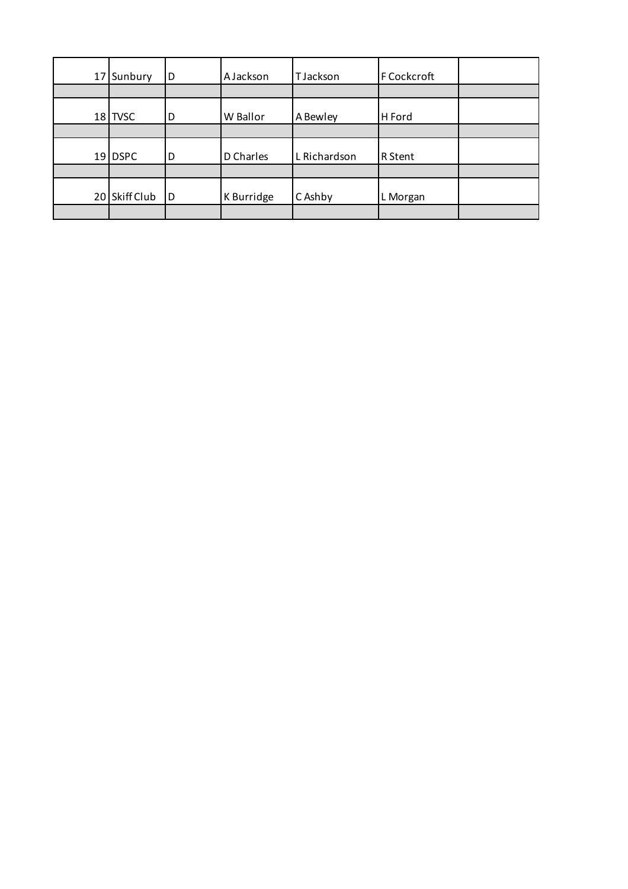| | | | | | | |
|---|---|---|---|---|---|---|
| 17 | Sunbury | D | A Jackson | T Jackson | F Cockcroft | |
| | | | | | | |
| 18 | TVSC | D | W Ballor | A Bewley | H Ford | |
| | | | | | | |
| 19 | DSPC | D | D Charles | L Richardson | R Stent | |
| | | | | | | |
| 20 | Skiff Club | D | K Burridge | C Ashby | L Morgan | |
| | | | | | | |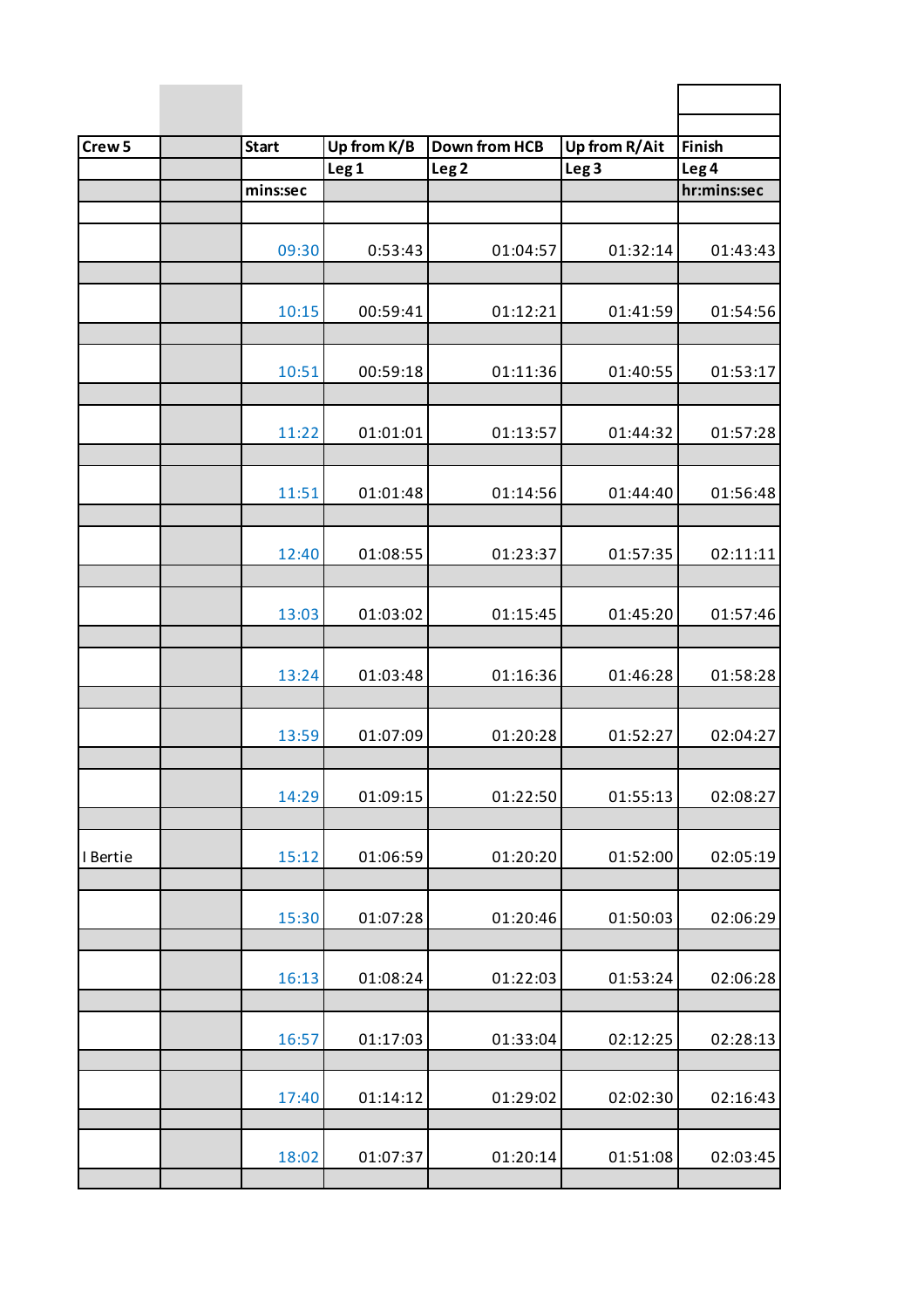| Crew 5 | | Start | Up from K/B | Down from HCB | Up from R/Ait | Finish |
|---|---|---|---|---|---|---|
| | | | Leg 1 | Leg 2 | Leg 3 | Leg 4 |
| | | mins:sec | | | | hr:mins:sec |
| | | 09:30 | 0:53:43 | 01:04:57 | 01:32:14 | 01:43:43 |
| | | 10:15 | 00:59:41 | 01:12:21 | 01:41:59 | 01:54:56 |
| | | 10:51 | 00:59:18 | 01:11:36 | 01:40:55 | 01:53:17 |
| | | 11:22 | 01:01:01 | 01:13:57 | 01:44:32 | 01:57:28 |
| | | 11:51 | 01:01:48 | 01:14:56 | 01:44:40 | 01:56:48 |
| | | 12:40 | 01:08:55 | 01:23:37 | 01:57:35 | 02:11:11 |
| | | 13:03 | 01:03:02 | 01:15:45 | 01:45:20 | 01:57:46 |
| | | 13:24 | 01:03:48 | 01:16:36 | 01:46:28 | 01:58:28 |
| | | 13:59 | 01:07:09 | 01:20:28 | 01:52:27 | 02:04:27 |
| | | 14:29 | 01:09:15 | 01:22:50 | 01:55:13 | 02:08:27 |
| I Bertie | | 15:12 | 01:06:59 | 01:20:20 | 01:52:00 | 02:05:19 |
| | | 15:30 | 01:07:28 | 01:20:46 | 01:50:03 | 02:06:29 |
| | | 16:13 | 01:08:24 | 01:22:03 | 01:53:24 | 02:06:28 |
| | | 16:57 | 01:17:03 | 01:33:04 | 02:12:25 | 02:28:13 |
| | | 17:40 | 01:14:12 | 01:29:02 | 02:02:30 | 02:16:43 |
| | | 18:02 | 01:07:37 | 01:20:14 | 01:51:08 | 02:03:45 |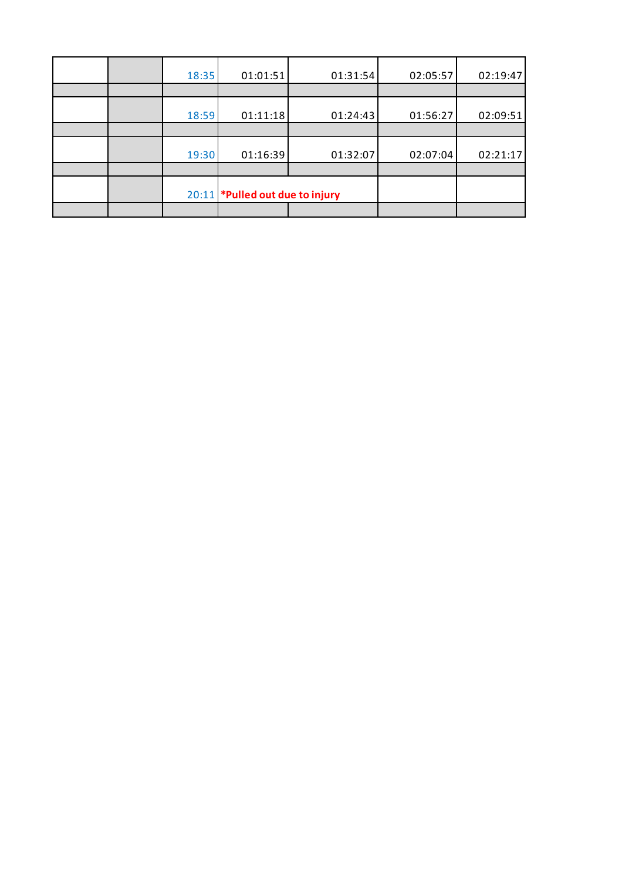| | | | | | | |
|---|---|---|---|---|---|---|
| | | 18:35 | 01:01:51 | 01:31:54 | 02:05:57 | 02:19:47 |
| | | | | | | |
| | | 18:59 | 01:11:18 | 01:24:43 | 01:56:27 | 02:09:51 |
| | | | | | | |
| | | 19:30 | 01:16:39 | 01:32:07 | 02:07:04 | 02:21:17 |
| | | | | | | |
| | | 20:11 | **\*Pulled out due to injury** | | | |
| | | | | | | |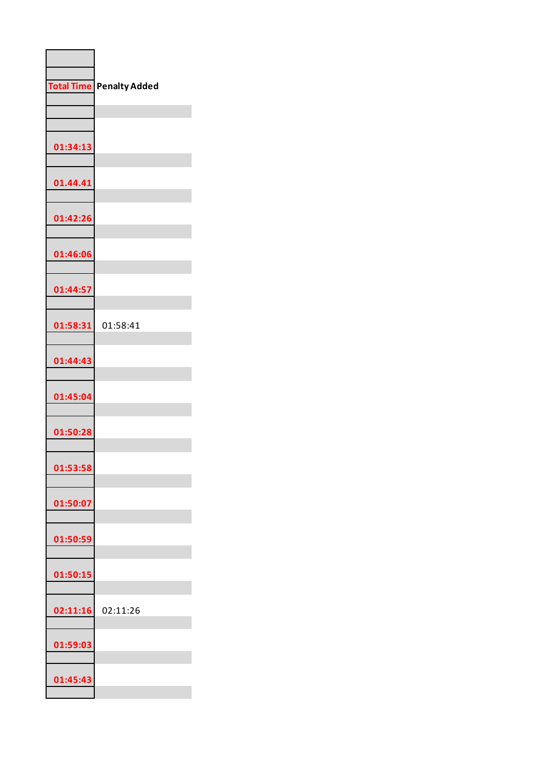| Total Time | Penalty Added |
|---|---|
| 01:34:13 | |
| 01.44.41 | |
| 01:42:26 | |
| 01:46:06 | |
| 01:44:57 | |
| 01:58:31 | 01:58:41 |
| 01:44:43 | |
| 01:45:04 | |
| 01:50:28 | |
| 01:53:58 | |
| 01:50:07 | |
| 01:50:59 | |
| 01:50:15 | |
| 02:11:16 | 02:11:26 |
| 01:59:03 | |
| 01:45:43 | |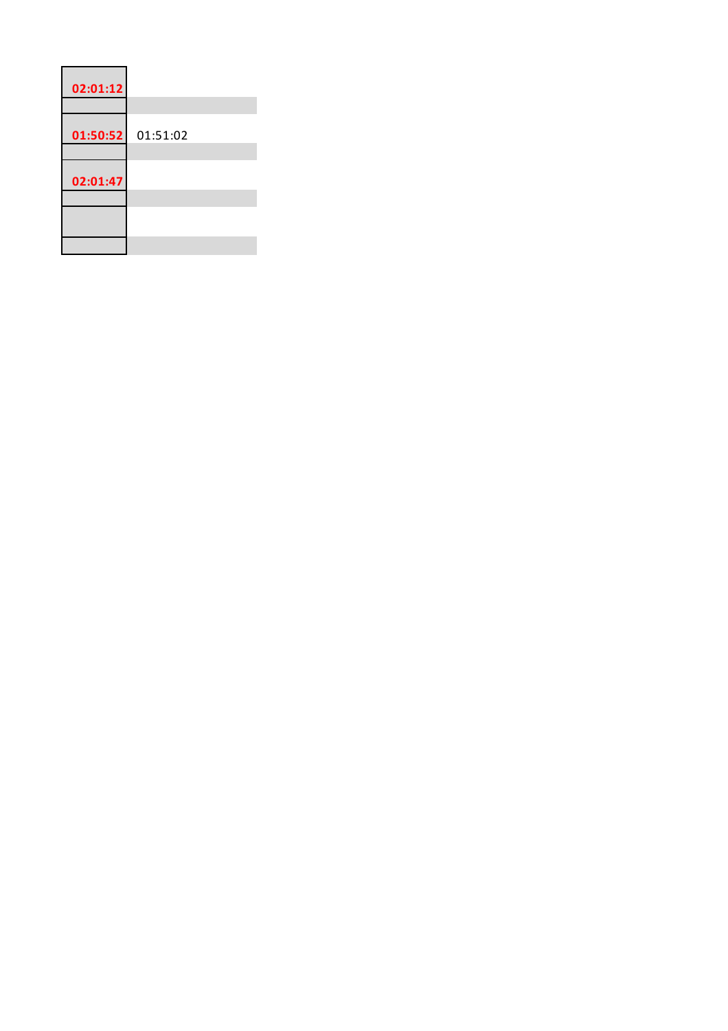| | |
|---|---|
| **02:01:12** | |
| | |
| **01:50:52** | 01:51:02 |
| | |
| **02:01:47** | |
| | |
| | |
| | |